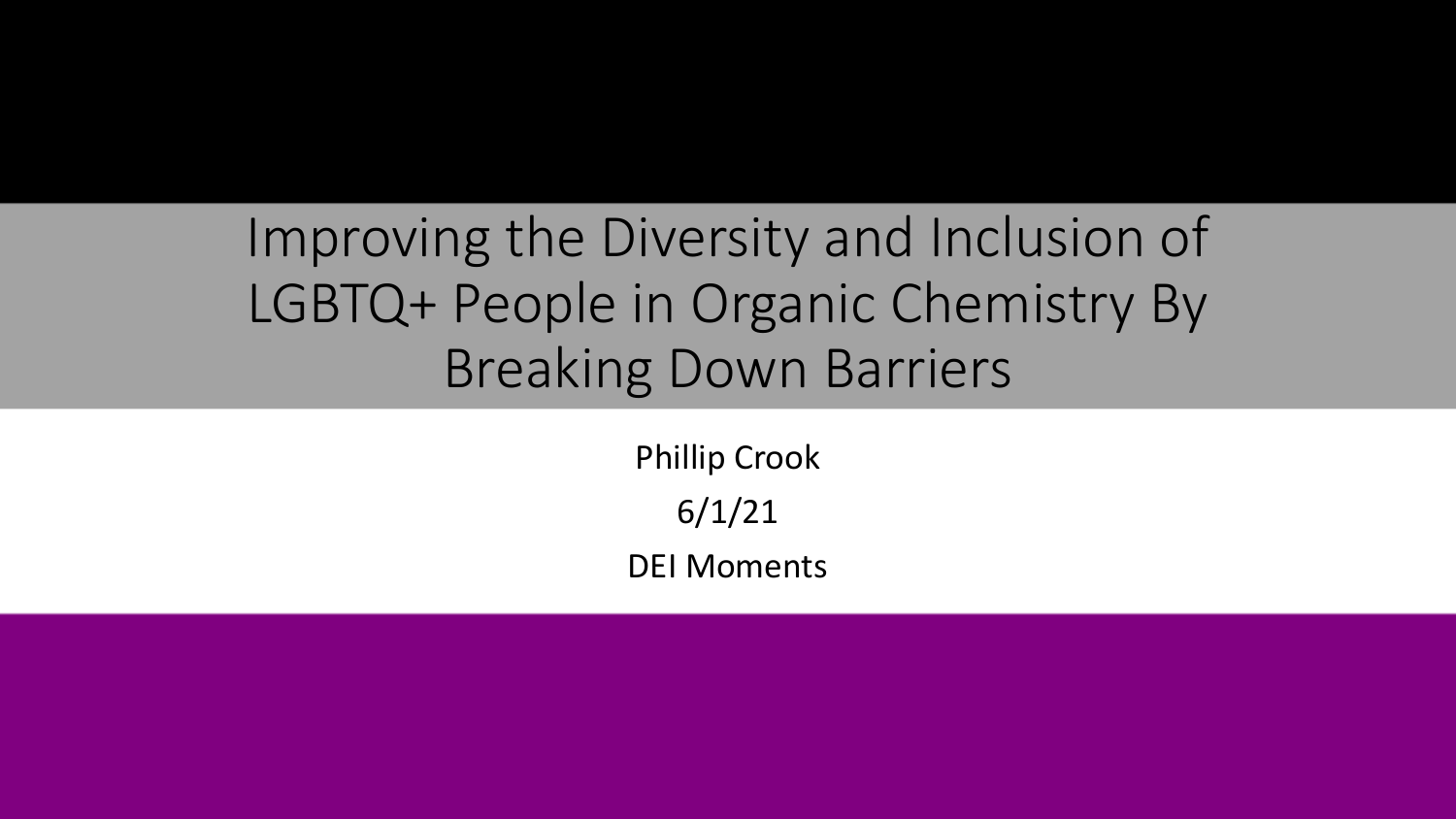# Improving the Diversity and Inclusion of LGBTQ+ People in Organic Chemistry By Breaking Down Barriers

Phillip Crook

6/1/21

DEI Moments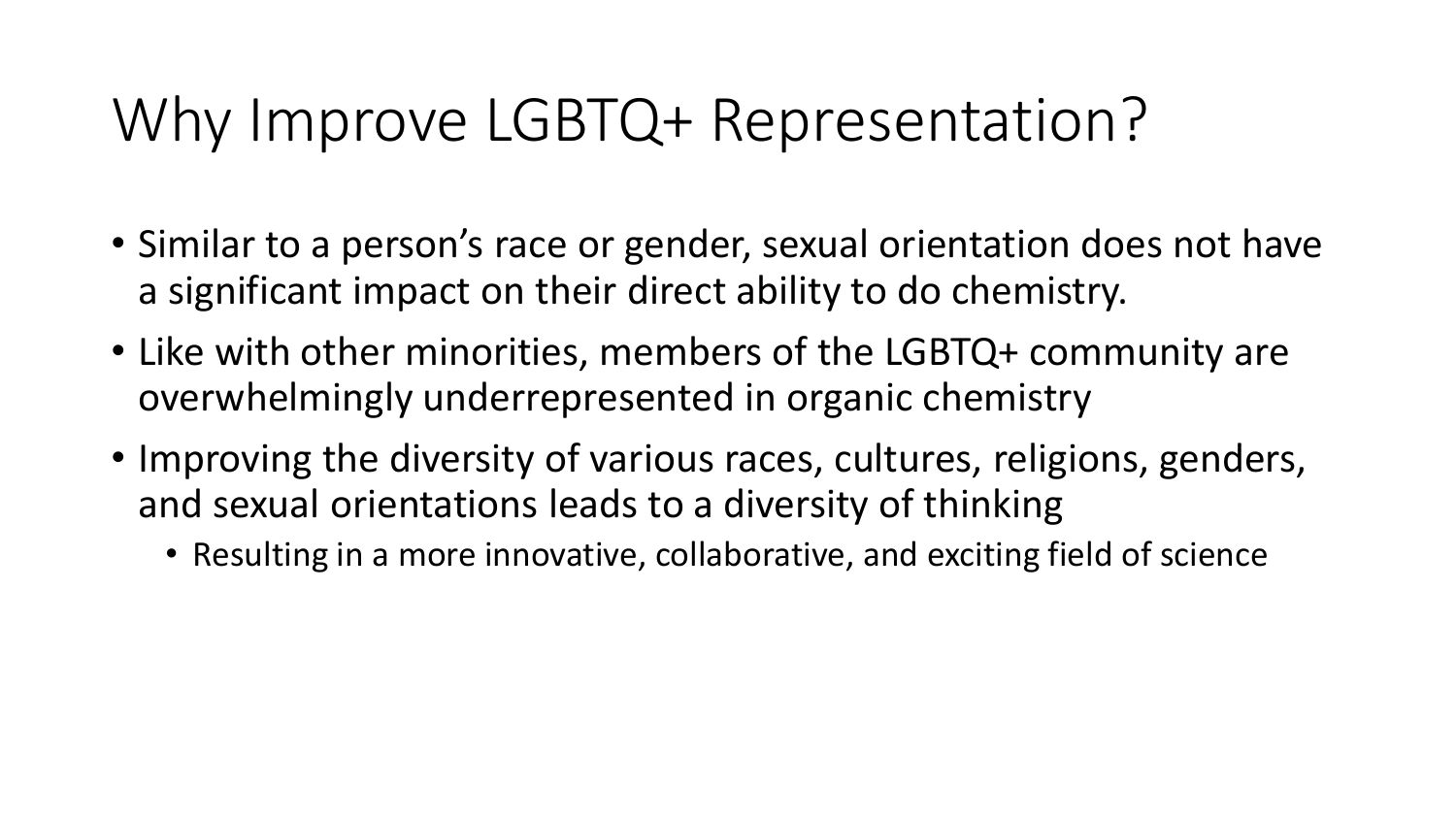# Why Improve LGBTQ+ Representation?

- Similar to a person's race or gender, sexual orientation does not have a significant impact on their direct ability to do chemistry.
- Like with other minorities, members of the LGBTQ+ community are overwhelmingly underrepresented in organic chemistry
- Improving the diversity of various races, cultures, religions, genders, and sexual orientations leads to a diversity of thinking
  - Resulting in a more innovative, collaborative, and exciting field of science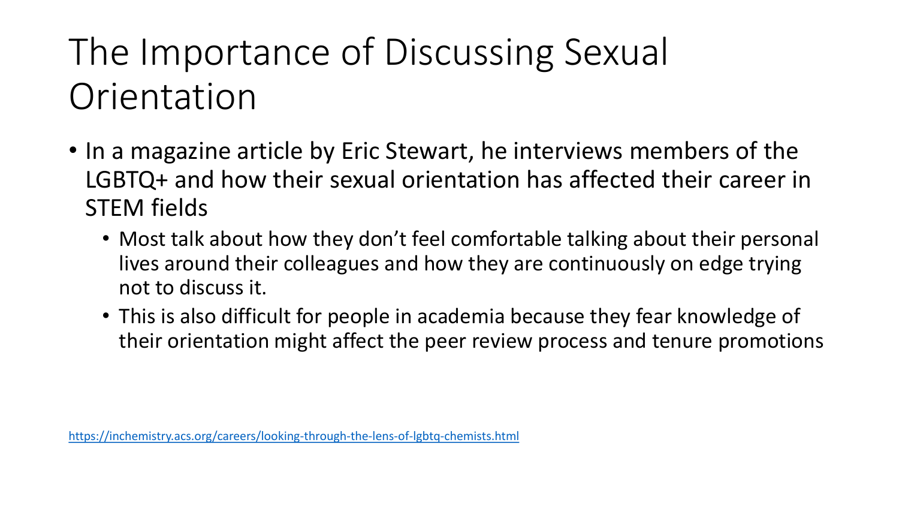# The Importance of Discussing Sexual Orientation

- In a magazine article by Eric Stewart, he interviews members of the LGBTQ+ and how their sexual orientation has affected their career in STEM fields
  - Most talk about how they don't feel comfortable talking about their personal lives around their colleagues and how they are continuously on edge trying not to discuss it.
  - This is also difficult for people in academia because they fear knowledge of their orientation might affect the peer review process and tenure promotions

https://inchemistry.acs.org/careers/looking-through-the-lens-of-lgbtq-chemists.html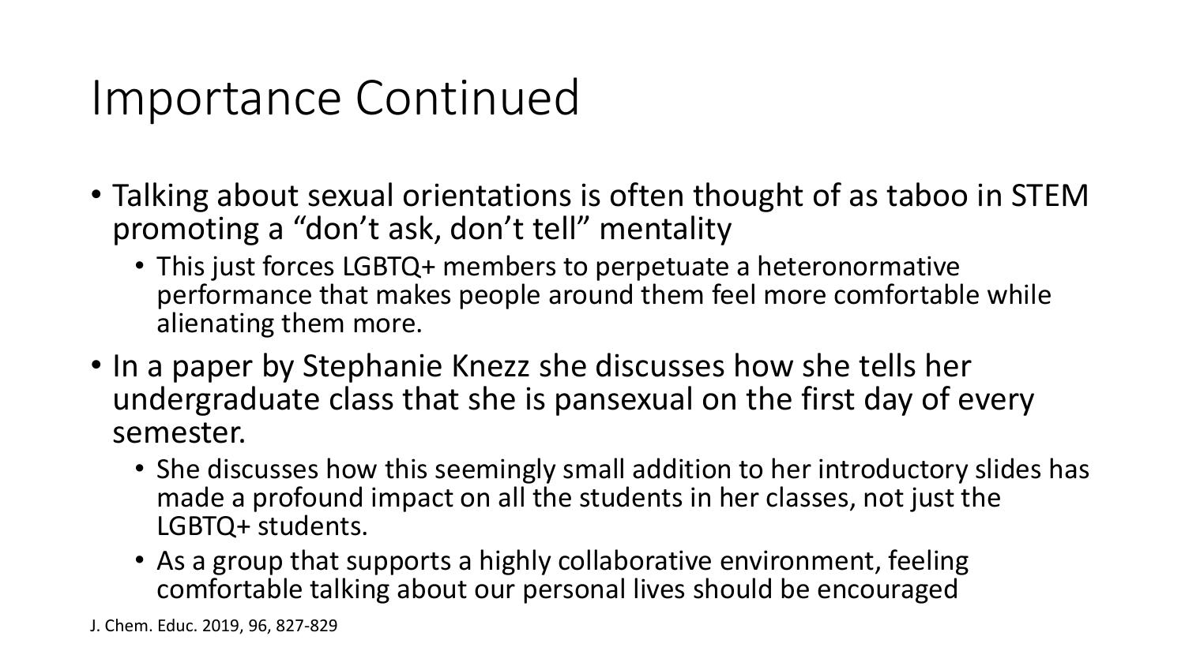# Importance Continued

- Talking about sexual orientations is often thought of as taboo in STEM promoting a “don’t ask, don’t tell” mentality
  - This just forces LGBTQ+ members to perpetuate a heteronormative performance that makes people around them feel more comfortable while alienating them more.
- In a paper by Stephanie Knezz she discusses how she tells her undergraduate class that she is pansexual on the first day of every semester.
  - She discusses how this seemingly small addition to her introductory slides has made a profound impact on all the students in her classes, not just the LGBTQ+ students.
  - As a group that supports a highly collaborative environment, feeling comfortable talking about our personal lives should be encouraged

J. Chem. Educ. 2019, 96, 827-829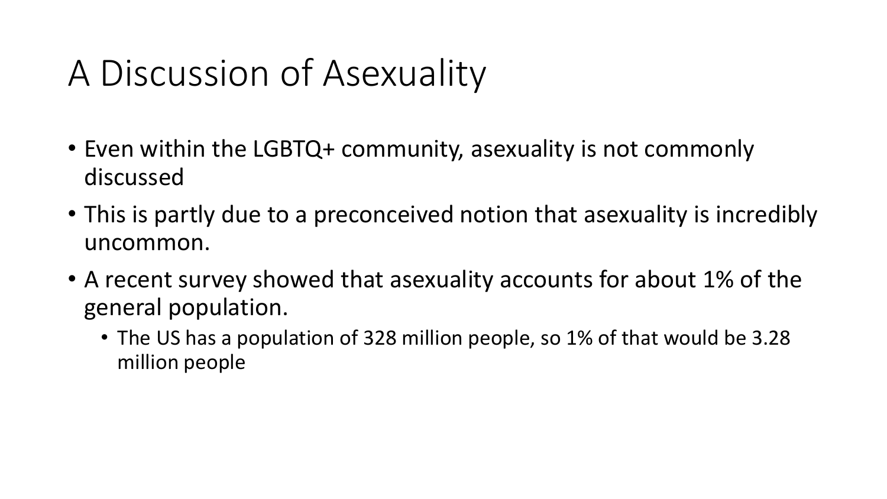# A Discussion of Asexuality

- Even within the LGBTQ+ community, asexuality is not commonly discussed
- This is partly due to a preconceived notion that asexuality is incredibly uncommon.
- A recent survey showed that asexuality accounts for about 1% of the general population.
  - The US has a population of 328 million people, so 1% of that would be 3.28 million people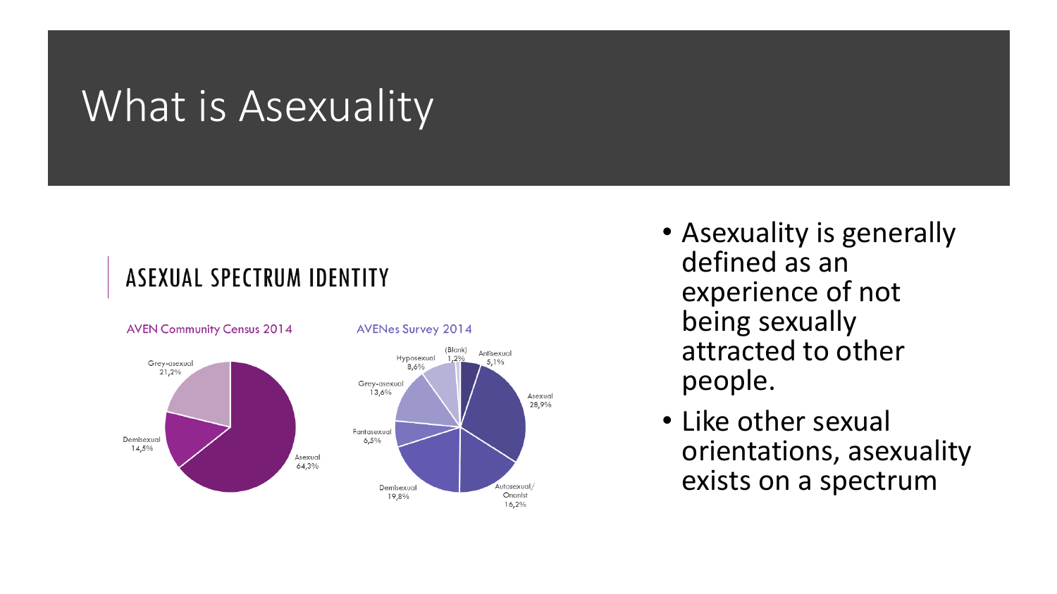# What is Asexuality

## ASEXUAL SPECTRUM IDENTITY

**AVEN Community Census 2014**

| Identity | Percentage |
| --- | --- |
| Asexual | 64,3% |
| Grey-asexual | 21,2% |
| Demisexual | 14,5% |

**AVENes Survey 2014**

| Identity | Percentage |
| --- | --- |
| Antisexual | 5,1% |
| Asexual | 28,9% |
| Autosexual/ Onanist | 16,2% |
| Demisexual | 19,8% |
| Fantasexual | 6,5% |
| Grey-asexual | 13,6% |
| Hyposexual | 8,6% |
| (Blank) | 1,2% |

- Asexuality is generally defined as an experience of not being sexually attracted to other people.
- Like other sexual orientations, asexuality exists on a spectrum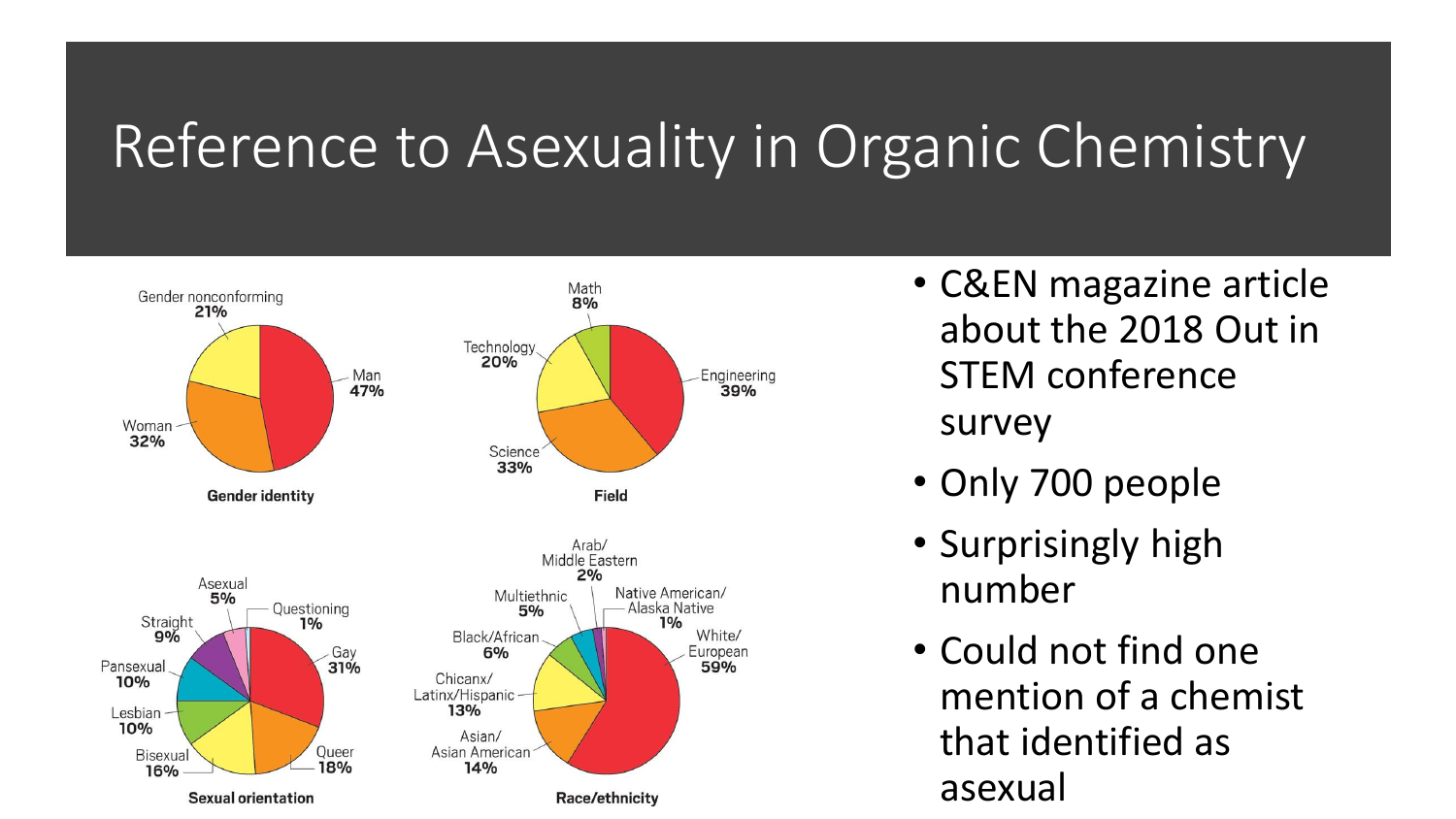# Reference to Asexuality in Organic Chemistry

**Gender identity**

- Man 47%
- Woman 32%
- Gender nonconforming 21%

**Field**

- Engineering 39%
- Science 33%
- Technology 20%
- Math 8%

**Sexual orientation**

- Gay 31%
- Queer 18%
- Bisexual 16%
- Lesbian 10%
- Pansexual 10%
- Straight 9%
- Asexual 5%
- Questioning 1%

**Race/ethnicity**

- White/ European 59%
- Asian/ Asian American 14%
- Chicanx/ Latinx/Hispanic 13%
- Black/African 6%
- Multiethnic 5%
- Arab/ Middle Eastern 2%
- Native American/ Alaska Native 1%

- C&EN magazine article about the 2018 Out in STEM conference survey
- Only 700 people
- Surprisingly high number
- Could not find one mention of a chemist that identified as asexual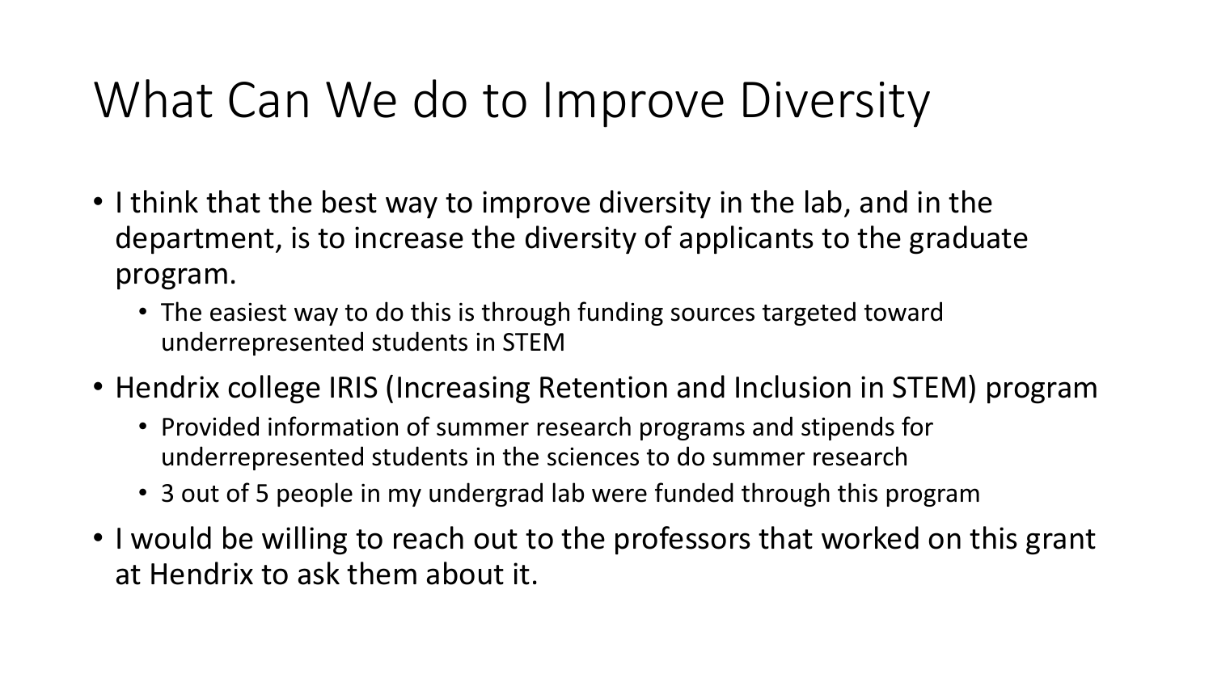# What Can We do to Improve Diversity

- I think that the best way to improve diversity in the lab, and in the department, is to increase the diversity of applicants to the graduate program.
  - The easiest way to do this is through funding sources targeted toward underrepresented students in STEM
- Hendrix college IRIS (Increasing Retention and Inclusion in STEM) program
  - Provided information of summer research programs and stipends for underrepresented students in the sciences to do summer research
  - 3 out of 5 people in my undergrad lab were funded through this program
- I would be willing to reach out to the professors that worked on this grant at Hendrix to ask them about it.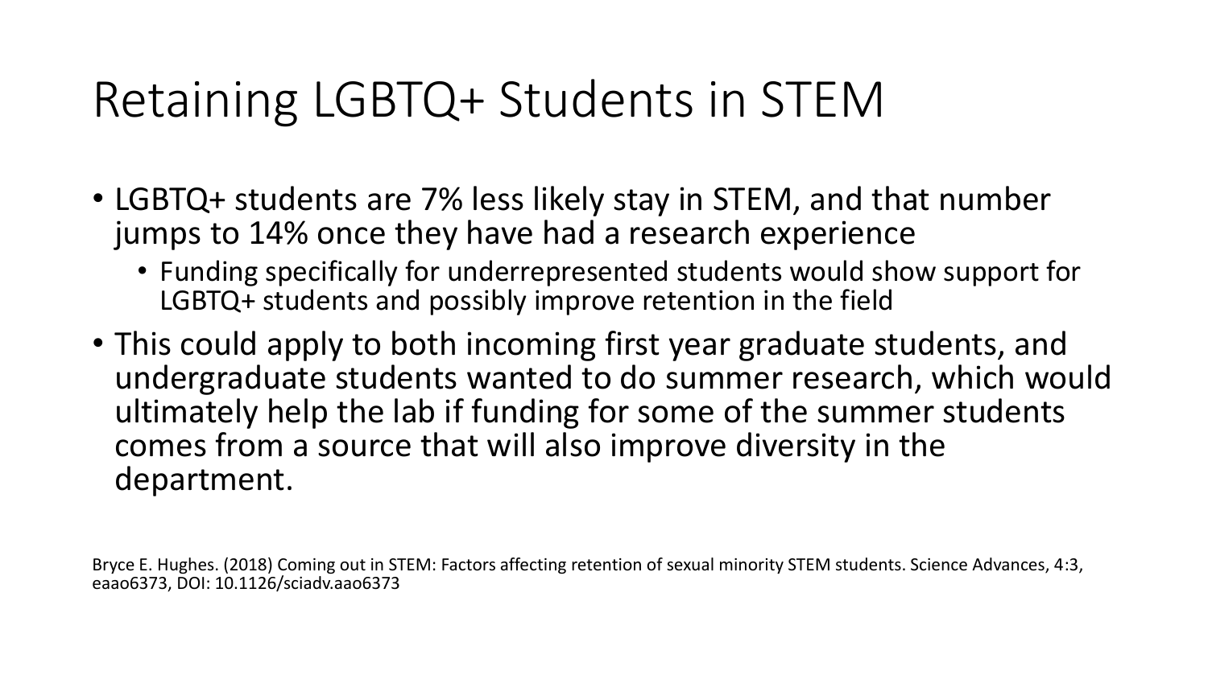# Retaining LGBTQ+ Students in STEM

- LGBTQ+ students are 7% less likely stay in STEM, and that number jumps to 14% once they have had a research experience
  - Funding specifically for underrepresented students would show support for LGBTQ+ students and possibly improve retention in the field
- This could apply to both incoming first year graduate students, and undergraduate students wanted to do summer research, which would ultimately help the lab if funding for some of the summer students comes from a source that will also improve diversity in the department.

Bryce E. Hughes. (2018) Coming out in STEM: Factors affecting retention of sexual minority STEM students. Science Advances, 4:3, eaao6373, DOI: 10.1126/sciadv.aao6373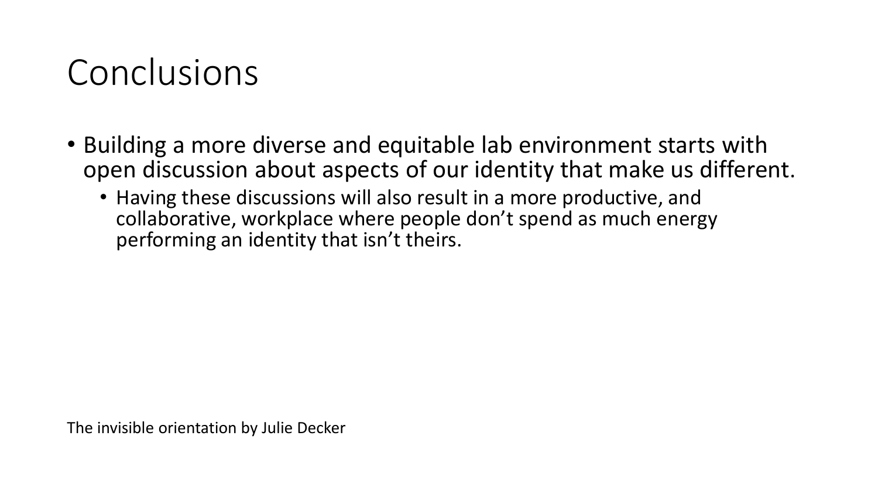# Conclusions

- Building a more diverse and equitable lab environment starts with open discussion about aspects of our identity that make us different.
  - Having these discussions will also result in a more productive, and collaborative, workplace where people don't spend as much energy performing an identity that isn't theirs.

The invisible orientation by Julie Decker